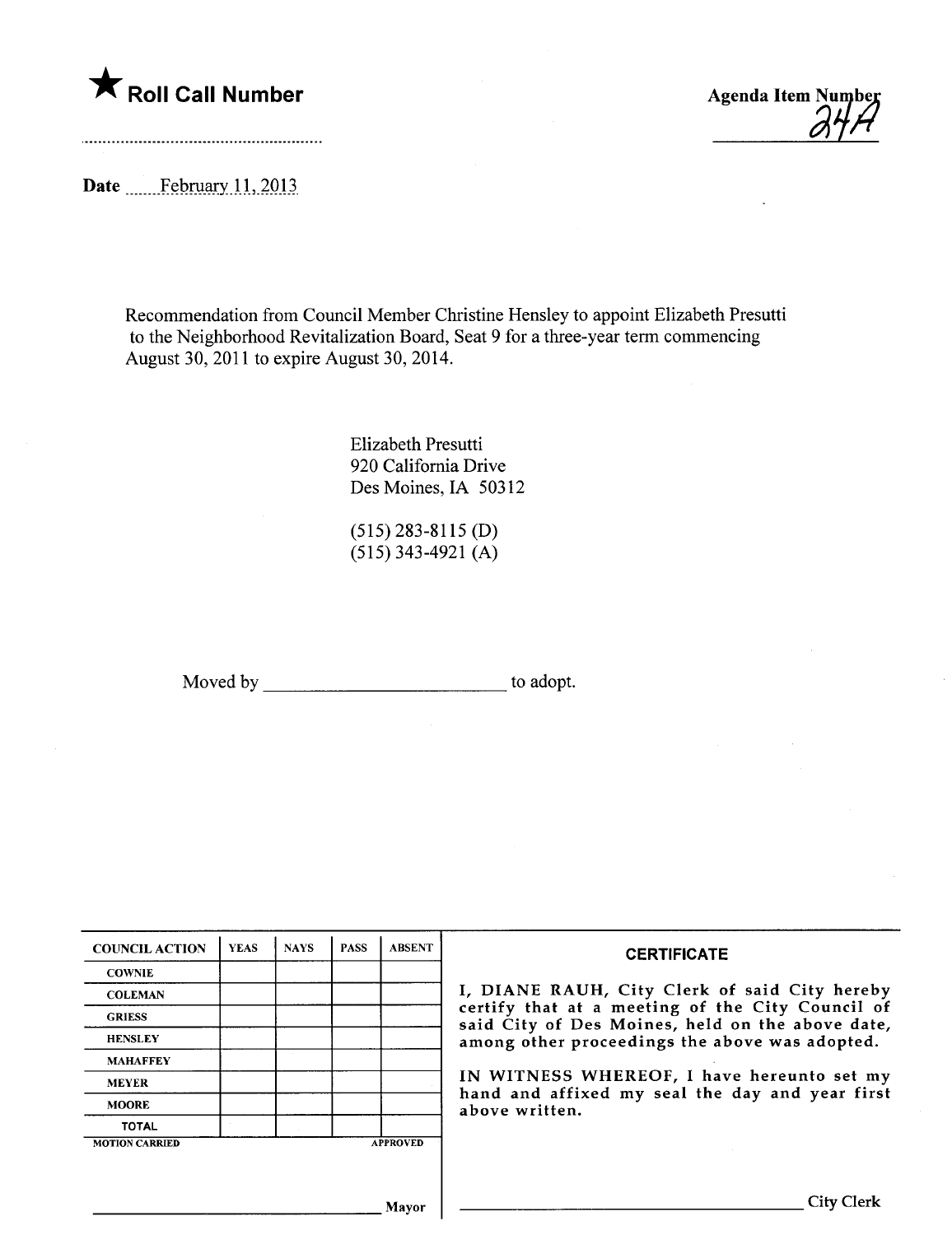★ **Roll Call Number**

**Agenda Item Number**
24A

**Date** February 11, 2013

Recommendation from Council Member Christine Hensley to appoint Elizabeth Presutti to the Neighborhood Revitalization Board, Seat 9 for a three-year term commencing August 30, 2011 to expire August 30, 2014.

Elizabeth Presutti
920 California Drive
Des Moines, IA 50312

(515) 283-8115 (D)
(515) 343-4921 (A)

Moved by \_\_\_\_\_\_\_\_\_\_\_\_\_\_\_\_\_\_\_\_\_\_\_\_\_ to adopt.

| COUNCIL ACTION | YEAS | NAYS | PASS | ABSENT |
|---|---|---|---|---|
| COWNIE | | | | |
| COLEMAN | | | | |
| GRIESS | | | | |
| HENSLEY | | | | |
| MAHAFFEY | | | | |
| MEYER | | | | |
| MOORE | | | | |
| TOTAL | | | | |

MOTION CARRIED APPROVED

\_\_\_\_\_\_\_\_\_\_\_\_\_\_\_\_\_\_\_\_\_\_\_\_\_\_\_\_\_\_ Mayor

**CERTIFICATE**

I, DIANE RAUH, City Clerk of said City hereby certify that at a meeting of the City Council of said City of Des Moines, held on the above date, among other proceedings the above was adopted.

IN WITNESS WHEREOF, I have hereunto set my hand and affixed my seal the day and year first above written.

\_\_\_\_\_\_\_\_\_\_\_\_\_\_\_\_\_\_\_\_\_\_\_\_\_\_\_\_\_\_ City Clerk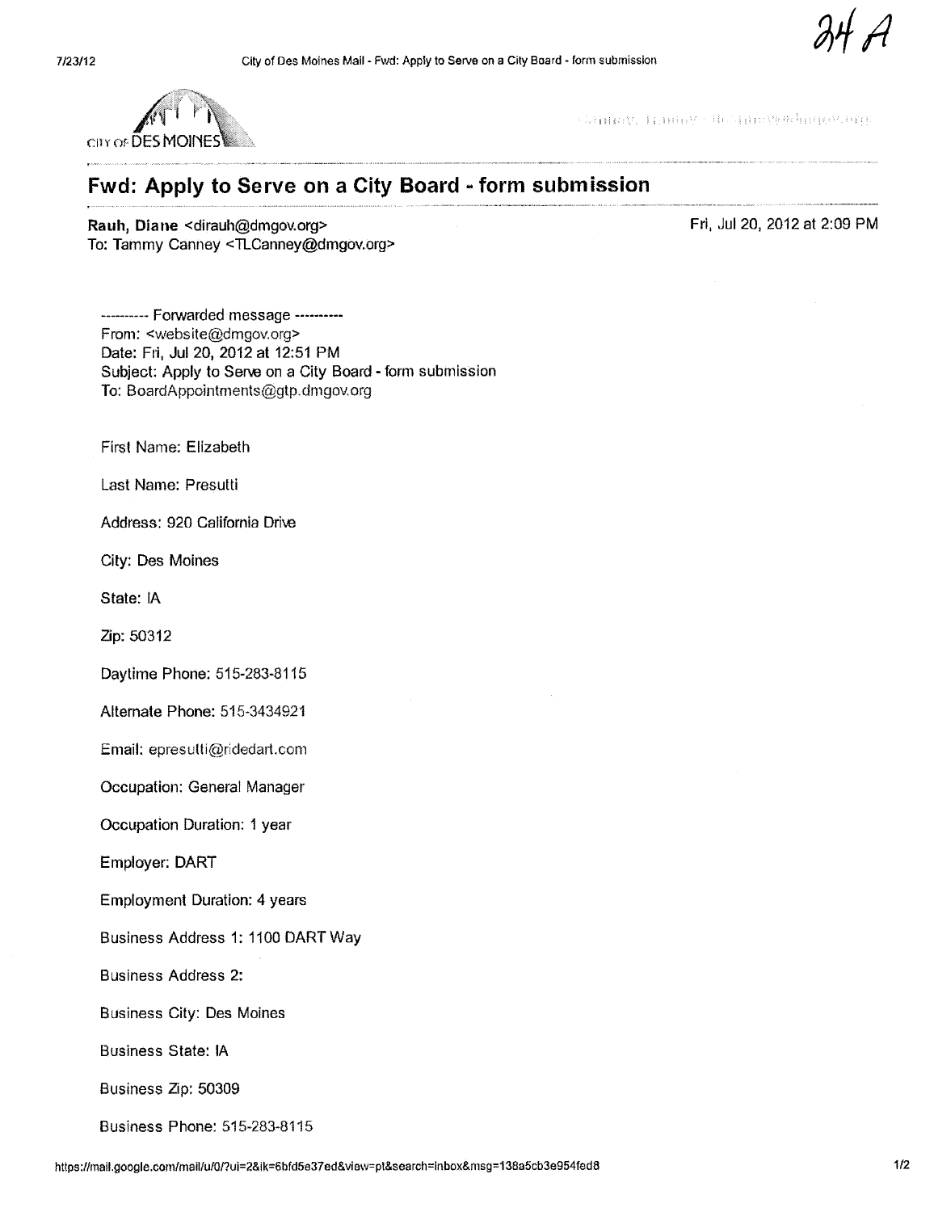24 A

CITY OF DES MOINES

# Fwd: Apply to Serve on a City Board - form submission

**Rauh, Diane** <dirauh@dmgov.org>  
To: Tammy Canney <TLCanney@dmgov.org>

Fri, Jul 20, 2012 at 2:09 PM

---------- Forwarded message ----------  
From: <website@dmgov.org>  
Date: Fri, Jul 20, 2012 at 12:51 PM  
Subject: Apply to Serve on a City Board - form submission  
To: BoardAppointments@gtp.dmgov.org

First Name: Elizabeth

Last Name: Presutti

Address: 920 California Drive

City: Des Moines

State: IA

Zip: 50312

Daytime Phone: 515-283-8115

Alternate Phone: 515-3434921

Email: epresutti@ridedart.com

Occupation: General Manager

Occupation Duration: 1 year

Employer: DART

Employment Duration: 4 years

Business Address 1: 1100 DART Way

Business Address 2:

Business City: Des Moines

Business State: IA

Business Zip: 50309

Business Phone: 515-283-8115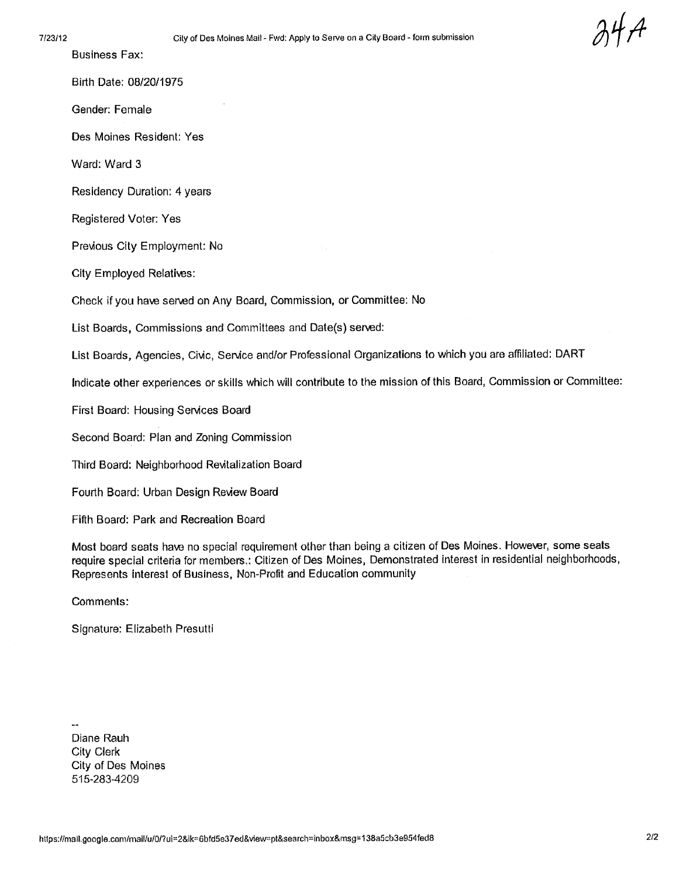Business Fax:

Birth Date: 08/20/1975

Gender: Female

Des Moines Resident: Yes

Ward: Ward 3

Residency Duration: 4 years

Registered Voter: Yes

Previous City Employment: No

City Employed Relatives:

Check if you have served on Any Board, Commission, or Committee: No

List Boards, Commissions and Committees and Date(s) served:

List Boards, Agencies, Civic, Service and/or Professional Organizations to which you are affiliated: DART

Indicate other experiences or skills which will contribute to the mission of this Board, Commission or Committee:

First Board: Housing Services Board

Second Board: Plan and Zoning Commission

Third Board: Neighborhood Revitalization Board

Fourth Board: Urban Design Review Board

Fifth Board: Park and Recreation Board

Most board seats have no special requirement other than being a citizen of Des Moines. However, some seats require special criteria for members.: Citizen of Des Moines, Demonstrated interest in residential neighborhoods, Represents interest of Business, Non-Profit and Education community

Comments:

Signature: Elizabeth Presutti

--
Diane Rauh
City Clerk
City of Des Moines
515-283-4209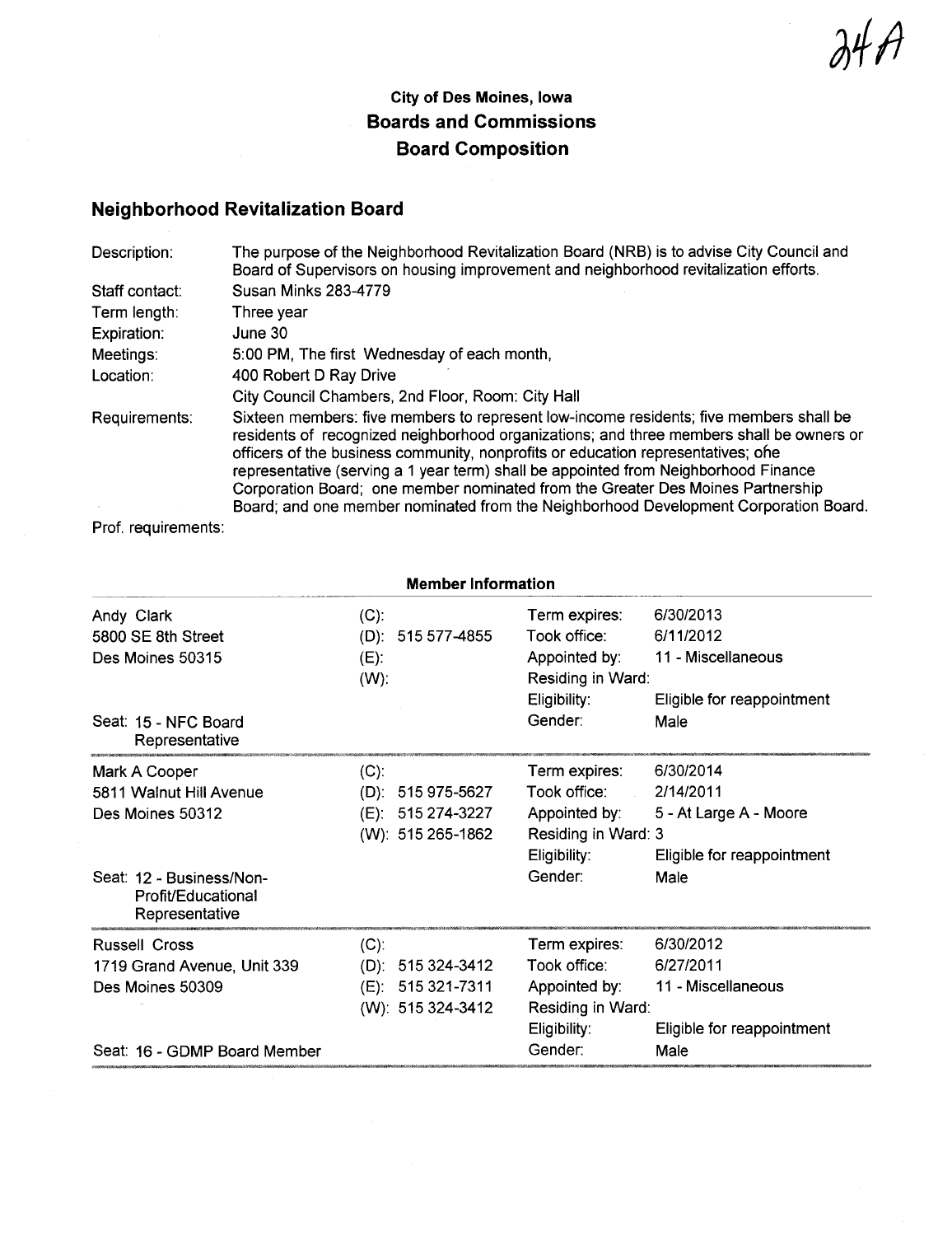24A

**City of Des Moines, Iowa**
**Boards and Commissions**
**Board Composition**

## Neighborhood Revitalization Board

| | |
|---|---|
| Description: | The purpose of the Neighborhood Revitalization Board (NRB) is to advise City Council and Board of Supervisors on housing improvement and neighborhood revitalization efforts. |
| Staff contact: | Susan Minks 283-4779 |
| Term length: | Three year |
| Expiration: | June 30 |
| Meetings: | 5:00 PM, The first Wednesday of each month, |
| Location: | 400 Robert D Ray Drive<br>City Council Chambers, 2nd Floor, Room: City Hall |
| Requirements: | Sixteen members: five members to represent low-income residents; five members shall be residents of recognized neighborhood organizations; and three members shall be owners or officers of the business community, nonprofits or education representatives; one representative (serving a 1 year term) shall be appointed from Neighborhood Finance Corporation Board; one member nominated from the Greater Des Moines Partnership Board; and one member nominated from the Neighborhood Development Corporation Board. |
| Prof. requirements: | |

### Member Information

| Member | Phone | | |
|---|---|---|---|
| Andy Clark<br>5800 SE 8th Street<br>Des Moines 50315<br><br>Seat: 15 - NFC Board Representative | (C):<br>(D): 515 577-4855<br>(E):<br>(W): | Term expires:<br>Took office:<br>Appointed by:<br>Residing in Ward:<br>Eligibility:<br>Gender: | 6/30/2013<br>6/11/2012<br>11 - Miscellaneous<br><br>Eligible for reappointment<br>Male |
| Mark A Cooper<br>5811 Walnut Hill Avenue<br>Des Moines 50312<br><br>Seat: 12 - Business/Non-Profit/Educational Representative | (C):<br>(D): 515 975-5627<br>(E): 515 274-3227<br>(W): 515 265-1862 | Term expires:<br>Took office:<br>Appointed by:<br>Residing in Ward:<br>Eligibility:<br>Gender: | 6/30/2014<br>2/14/2011<br>5 - At Large A - Moore<br>3<br>Eligible for reappointment<br>Male |
| Russell Cross<br>1719 Grand Avenue, Unit 339<br>Des Moines 50309<br><br>Seat: 16 - GDMP Board Member | (C):<br>(D): 515 324-3412<br>(E): 515 321-7311<br>(W): 515 324-3412 | Term expires:<br>Took office:<br>Appointed by:<br>Residing in Ward:<br>Eligibility:<br>Gender: | 6/30/2012<br>6/27/2011<br>11 - Miscellaneous<br><br>Eligible for reappointment<br>Male |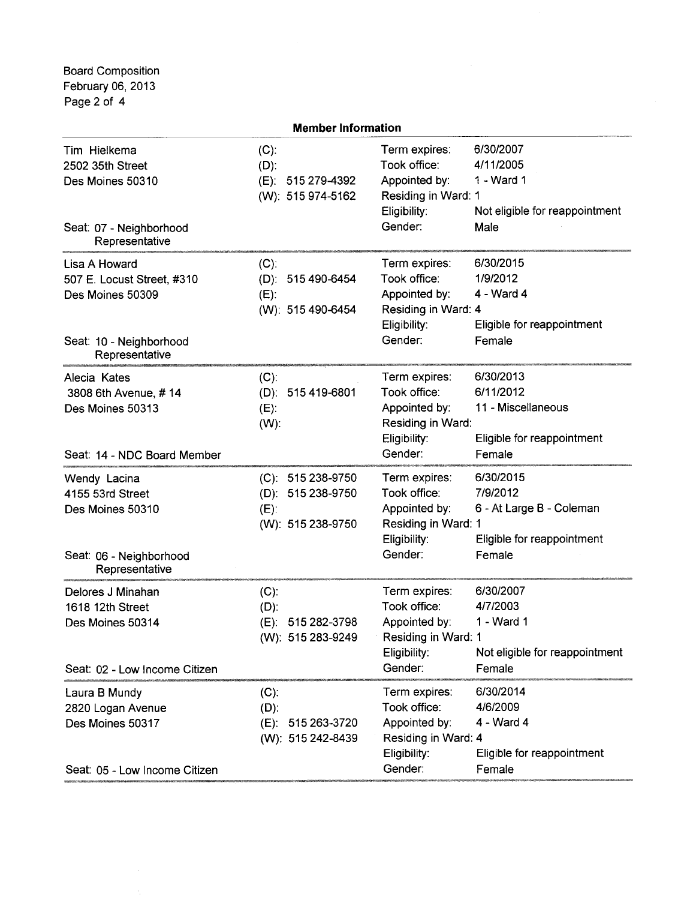Board Composition
February 06, 2013

## Member Information

| Name / Address / Seat | Phone | Details | |
|---|---|---|---|
| Tim Hielkema<br>2502 35th Street<br>Des Moines 50310<br>Seat: 07 - Neighborhood Representative | (C):<br>(D):<br>(E): 515 279-4392<br>(W): 515 974-5162 | Term expires:<br>Took office:<br>Appointed by:<br>Residing in Ward:<br>Eligibility:<br>Gender: | 6/30/2007<br>4/11/2005<br>1 - Ward 1<br>1<br>Not eligible for reappointment<br>Male |
| Lisa A Howard<br>507 E. Locust Street, #310<br>Des Moines 50309<br>Seat: 10 - Neighborhood Representative | (C):<br>(D): 515 490-6454<br>(E):<br>(W): 515 490-6454 | Term expires:<br>Took office:<br>Appointed by:<br>Residing in Ward:<br>Eligibility:<br>Gender: | 6/30/2015<br>1/9/2012<br>4 - Ward 4<br>4<br>Eligible for reappointment<br>Female |
| Alecia Kates<br>3808 6th Avenue, # 14<br>Des Moines 50313<br>Seat: 14 - NDC Board Member | (C):<br>(D): 515 419-6801<br>(E):<br>(W): | Term expires:<br>Took office:<br>Appointed by:<br>Residing in Ward:<br>Eligibility:<br>Gender: | 6/30/2013<br>6/11/2012<br>11 - Miscellaneous<br><br>Eligible for reappointment<br>Female |
| Wendy Lacina<br>4155 53rd Street<br>Des Moines 50310<br>Seat: 06 - Neighborhood Representative | (C): 515 238-9750<br>(D): 515 238-9750<br>(E):<br>(W): 515 238-9750 | Term expires:<br>Took office:<br>Appointed by:<br>Residing in Ward:<br>Eligibility:<br>Gender: | 6/30/2015<br>7/9/2012<br>6 - At Large B - Coleman<br>1<br>Eligible for reappointment<br>Female |
| Delores J Minahan<br>1618 12th Street<br>Des Moines 50314<br>Seat: 02 - Low Income Citizen | (C):<br>(D):<br>(E): 515 282-3798<br>(W): 515 283-9249 | Term expires:<br>Took office:<br>Appointed by:<br>Residing in Ward:<br>Eligibility:<br>Gender: | 6/30/2007<br>4/7/2003<br>1 - Ward 1<br>1<br>Not eligible for reappointment<br>Female |
| Laura B Mundy<br>2820 Logan Avenue<br>Des Moines 50317<br>Seat: 05 - Low Income Citizen | (C):<br>(D):<br>(E): 515 263-3720<br>(W): 515 242-8439 | Term expires:<br>Took office:<br>Appointed by:<br>Residing in Ward:<br>Eligibility:<br>Gender: | 6/30/2014<br>4/6/2009<br>4 - Ward 4<br>4<br>Eligible for reappointment<br>Female |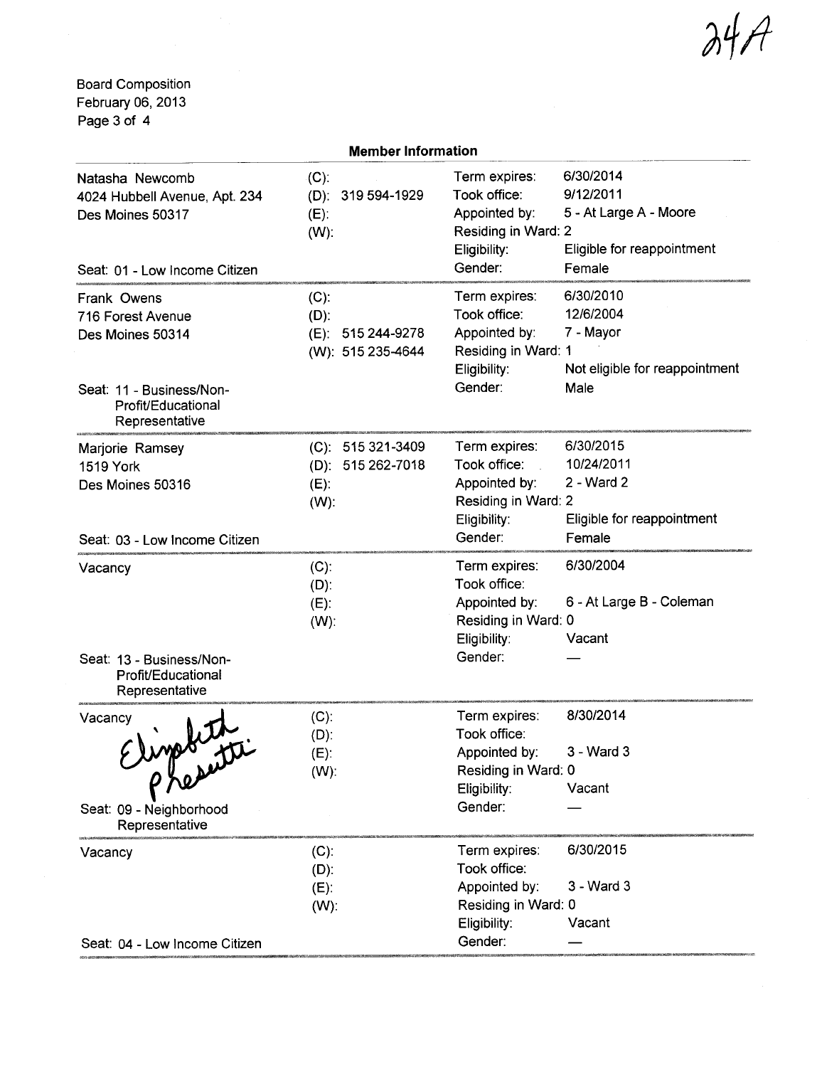24A

Board Composition
February 06, 2013

**Member Information**

| Member | Phone | Details | |
|---|---|---|---|
| Natasha Newcomb<br>4024 Hubbell Avenue, Apt. 234<br>Des Moines 50317<br><br>Seat: 01 - Low Income Citizen | (C):<br>(D): 319 594-1929<br>(E):<br>(W): | Term expires:<br>Took office:<br>Appointed by:<br>Residing in Ward:<br>Eligibility:<br>Gender: | 6/30/2014<br>9/12/2011<br>5 - At Large A - Moore<br>2<br>Eligible for reappointment<br>Female |
| Frank Owens<br>716 Forest Avenue<br>Des Moines 50314<br><br>Seat: 11 - Business/Non-Profit/Educational Representative | (C):<br>(D):<br>(E): 515 244-9278<br>(W): 515 235-4644 | Term expires:<br>Took office:<br>Appointed by:<br>Residing in Ward:<br>Eligibility:<br>Gender: | 6/30/2010<br>12/6/2004<br>7 - Mayor<br>1<br>Not eligible for reappointment<br>Male |
| Marjorie Ramsey<br>1519 York<br>Des Moines 50316<br><br>Seat: 03 - Low Income Citizen | (C): 515 321-3409<br>(D): 515 262-7018<br>(E):<br>(W): | Term expires:<br>Took office:<br>Appointed by:<br>Residing in Ward:<br>Eligibility:<br>Gender: | 6/30/2015<br>10/24/2011<br>2 - Ward 2<br>2<br>Eligible for reappointment<br>Female |
| Vacancy<br><br>Seat: 13 - Business/Non-Profit/Educational Representative | (C):<br>(D):<br>(E):<br>(W): | Term expires:<br>Took office:<br>Appointed by:<br>Residing in Ward:<br>Eligibility:<br>Gender: | 6/30/2004<br><br>6 - At Large B - Coleman<br>0<br>Vacant<br>— |
| Vacancy<br>Elizabeth Presutti<br><br>Seat: 09 - Neighborhood Representative | (C):<br>(D):<br>(E):<br>(W): | Term expires:<br>Took office:<br>Appointed by:<br>Residing in Ward:<br>Eligibility:<br>Gender: | 8/30/2014<br><br>3 - Ward 3<br>0<br>Vacant<br>— |
| Vacancy<br><br>Seat: 04 - Low Income Citizen | (C):<br>(D):<br>(E):<br>(W): | Term expires:<br>Took office:<br>Appointed by:<br>Residing in Ward:<br>Eligibility:<br>Gender: | 6/30/2015<br><br>3 - Ward 3<br>0<br>Vacant<br>— |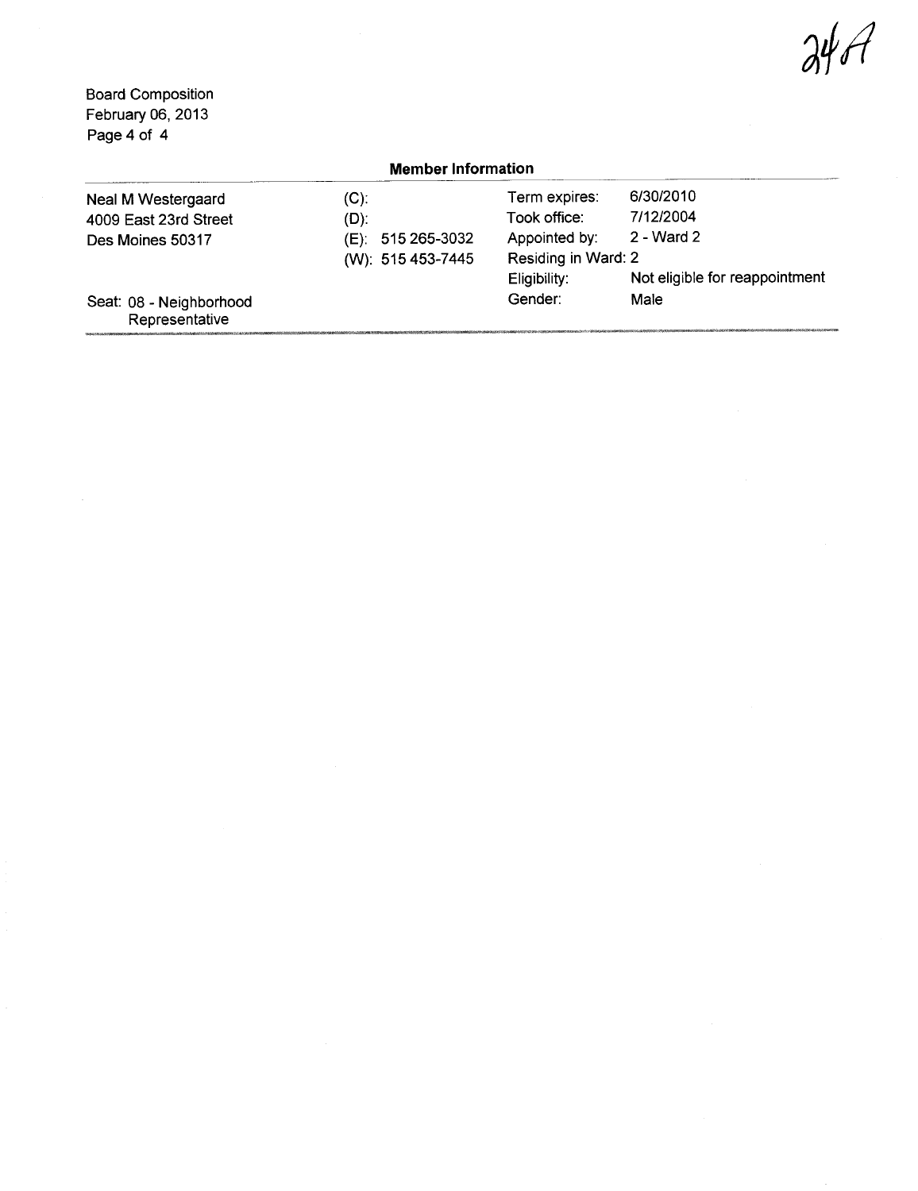24A

Board Composition
February 06, 2013

## Member Information

| | | | |
|---|---|---|---|
| Neal M Westergaard | (C): | Term expires: | 6/30/2010 |
| 4009 East 23rd Street | (D): | Took office: | 7/12/2004 |
| Des Moines 50317 | (E): 515 265-3032 | Appointed by: | 2 - Ward 2 |
| | (W): 515 453-7445 | Residing in Ward: 2 | |
| | | Eligibility: | Not eligible for reappointment |
| Seat: 08 - Neighborhood Representative | | Gender: | Male |